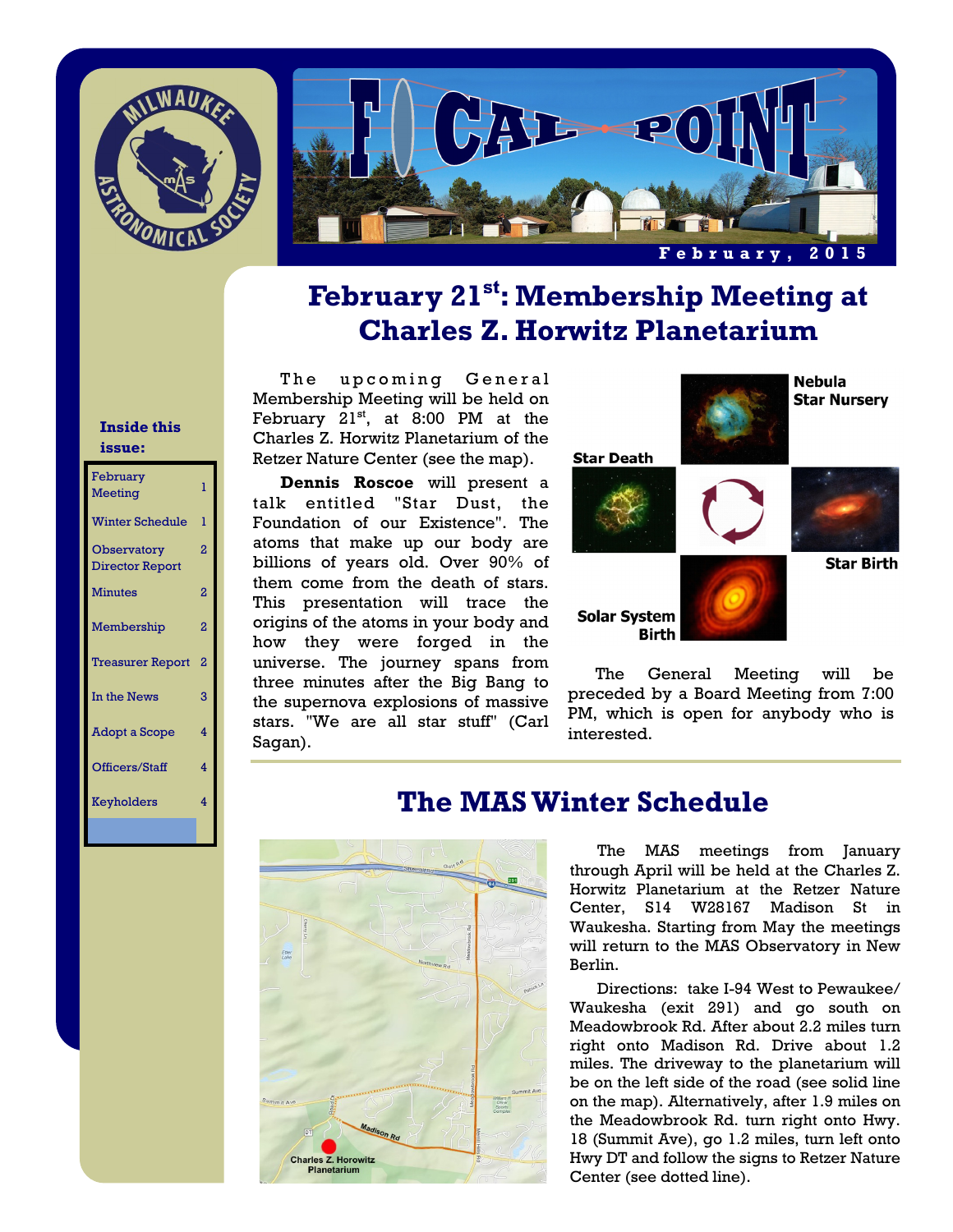# FOCAL POINT

February, 2015

MILWAUKEE ASTRONOMICAL SOCIETY

**Inside this issue:**

| | |
|---|---|
| February Meeting | 1 |
| Winter Schedule | 1 |
| Observatory Director Report | 2 |
| Minutes | 2 |
| Membership | 2 |
| Treasurer Report | 2 |
| In the News | 3 |
| Adopt a Scope | 4 |
| Officers/Staff | 4 |
| Keyholders | 4 |

## February 21st: Membership Meeting at Charles Z. Horwitz Planetarium

The upcoming General Membership Meeting will be held on February 21st, at 8:00 PM at the Charles Z. Horwitz Planetarium of the Retzer Nature Center (see the map).

**Dennis Roscoe** will present a talk entitled "Star Dust, the Foundation of our Existence". The atoms that make up our body are billions of years old. Over 90% of them come from the death of stars. This presentation will trace the origins of the atoms in your body and how they were forged in the universe. The journey spans from three minutes after the Big Bang to the supernova explosions of massive stars. "We are all star stuff" (Carl Sagan).

Nebula Star Nursery — Star Birth — Solar System Birth — Star Death

The General Meeting will be preceded by a Board Meeting from 7:00 PM, which is open for anybody who is interested.

## The MAS Winter Schedule

The MAS meetings from January through April will be held at the Charles Z. Horwitz Planetarium at the Retzer Nature Center, S14 W28167 Madison St in Waukesha. Starting from May the meetings will return to the MAS Observatory in New Berlin.

Directions: take I-94 West to Pewaukee/ Waukesha (exit 291) and go south on Meadowbrook Rd. After about 2.2 miles turn right onto Madison Rd. Drive about 1.2 miles. The driveway to the planetarium will be on the left side of the road (see solid line on the map). Alternatively, after 1.9 miles on the Meadowbrook Rd. turn right onto Hwy. 18 (Summit Ave), go 1.2 miles, turn left onto Hwy DT and follow the signs to Retzer Nature Center (see dotted line).

Charles Z. Horowitz Planetarium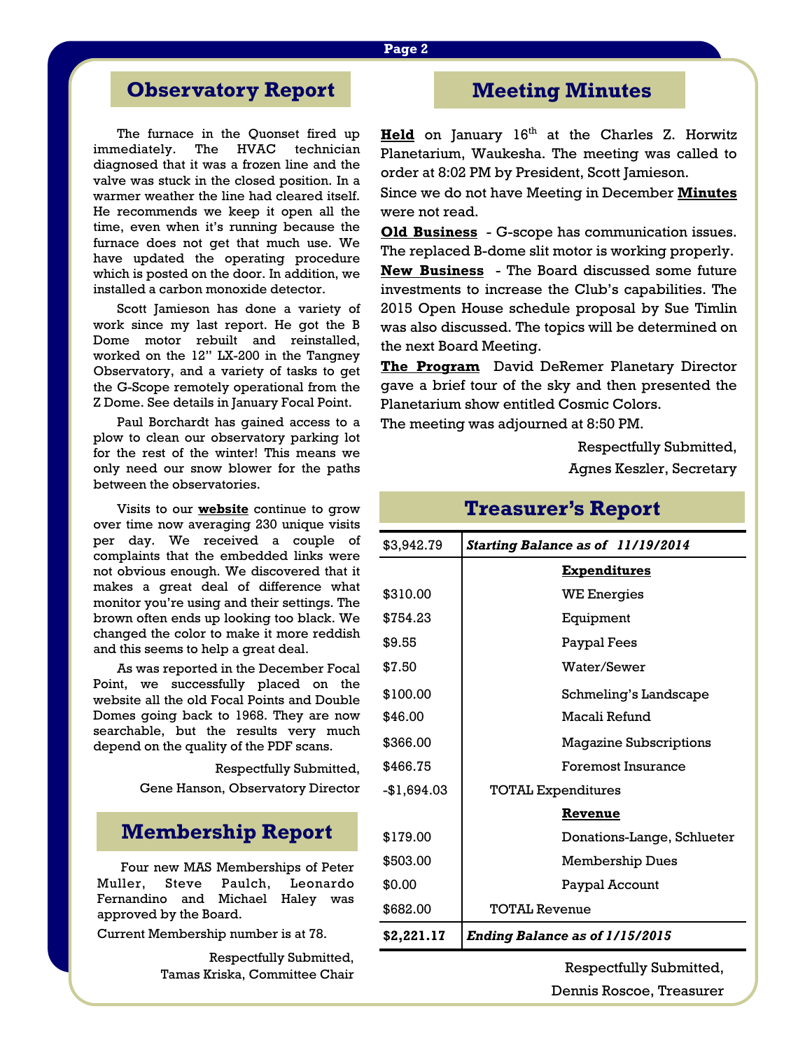## Observatory Report

The furnace in the Quonset fired up immediately. The HVAC technician diagnosed that it was a frozen line and the valve was stuck in the closed position. In a warmer weather the line had cleared itself. He recommends we keep it open all the time, even when it's running because the furnace does not get that much use. We have updated the operating procedure which is posted on the door. In addition, we installed a carbon monoxide detector.

Scott Jamieson has done a variety of work since my last report. He got the B Dome motor rebuilt and reinstalled, worked on the 12" LX-200 in the Tangney Observatory, and a variety of tasks to get the G-Scope remotely operational from the Z Dome. See details in January Focal Point.

Paul Borchardt has gained access to a plow to clean our observatory parking lot for the rest of the winter! This means we only need our snow blower for the paths between the observatories.

Visits to our **website** continue to grow over time now averaging 230 unique visits per day. We received a couple of complaints that the embedded links were not obvious enough. We discovered that it makes a great deal of difference what monitor you're using and their settings. The brown often ends up looking too black. We changed the color to make it more reddish and this seems to help a great deal.

As was reported in the December Focal Point, we successfully placed on the website all the old Focal Points and Double Domes going back to 1968. They are now searchable, but the results very much depend on the quality of the PDF scans.

Respectfully Submitted,
Gene Hanson, Observatory Director

## Membership Report

Four new MAS Memberships of Peter Muller, Steve Paulch, Leonardo Fernandino and Michael Haley was approved by the Board.

Current Membership number is at 78.

Respectfully Submitted,
Tamas Kriska, Committee Chair

## Meeting Minutes

**Held** on January 16th at the Charles Z. Horwitz Planetarium, Waukesha. The meeting was called to order at 8:02 PM by President, Scott Jamieson.

Since we do not have Meeting in December **Minutes** were not read.

**Old Business** - G-scope has communication issues. The replaced B-dome slit motor is working properly.

**New Business** - The Board discussed some future investments to increase the Club's capabilities. The 2015 Open House schedule proposal by Sue Timlin was also discussed. The topics will be determined on the next Board Meeting.

**The Program** David DeRemer Planetary Director gave a brief tour of the sky and then presented the Planetarium show entitled Cosmic Colors.

The meeting was adjourned at 8:50 PM.

Respectfully Submitted,
Agnes Keszler, Secretary

## Treasurer's Report

| $3,942.79 | ***Starting Balance as of 11/19/2014*** |
|---|---|
| | **Expenditures** |
| $310.00 | WE Energies |
| $754.23 | Equipment |
| $9.55 | Paypal Fees |
| $7.50 | Water/Sewer |
| $100.00 | Schmeling's Landscape |
| $46.00 | Macali Refund |
| $366.00 | Magazine Subscriptions |
| $466.75 | Foremost Insurance |
| -$1,694.03 | TOTAL Expenditures |
| | **Revenue** |
| $179.00 | Donations-Lange, Schlueter |
| $503.00 | Membership Dues |
| $0.00 | Paypal Account |
| $682.00 | TOTAL Revenue |
| **$2,221.17** | ***Ending Balance as of 1/15/2015*** |

Respectfully Submitted,
Dennis Roscoe, Treasurer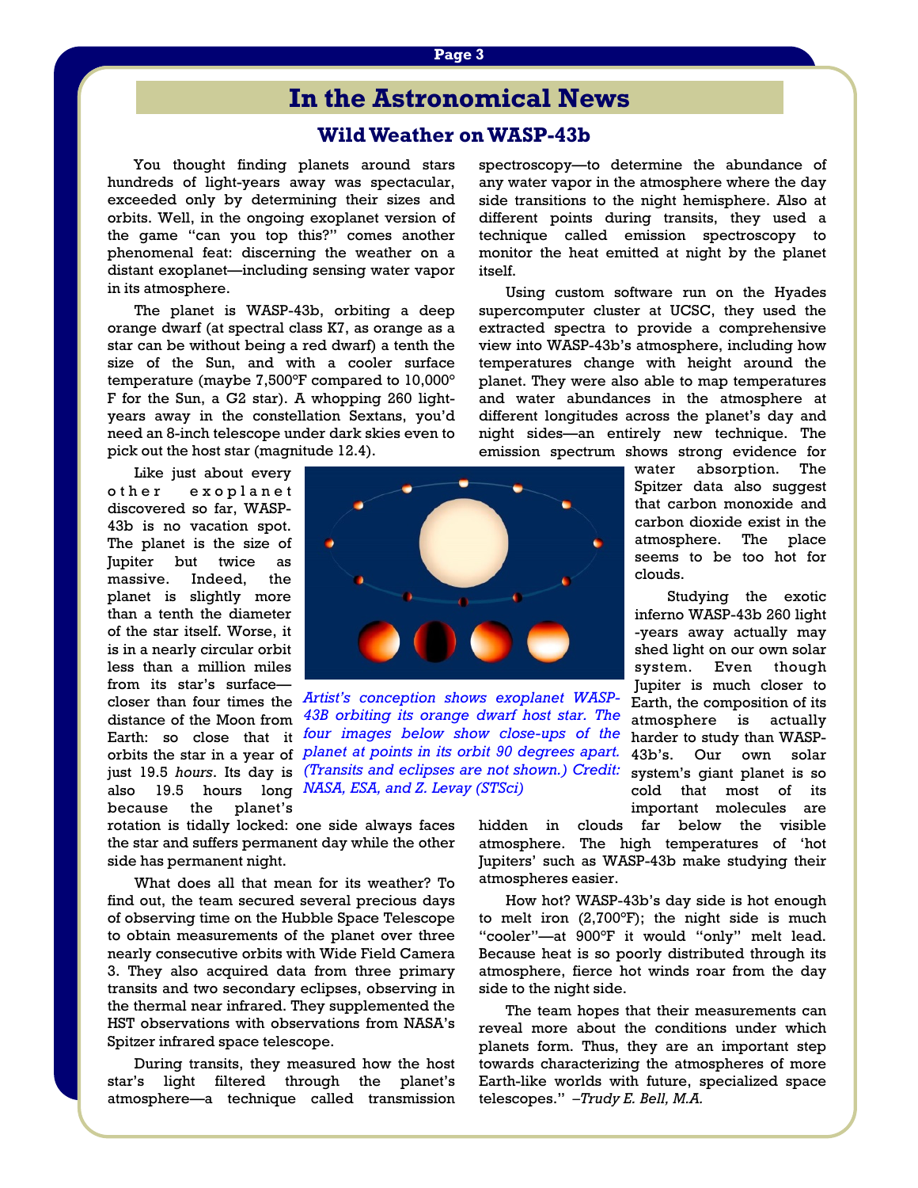# In the Astronomical News

## Wild Weather on WASP-43b

You thought finding planets around stars hundreds of light-years away was spectacular, exceeded only by determining their sizes and orbits. Well, in the ongoing exoplanet version of the game "can you top this?" comes another phenomenal feat: discerning the weather on a distant exoplanet—including sensing water vapor in its atmosphere.

The planet is WASP-43b, orbiting a deep orange dwarf (at spectral class K7, as orange as a star can be without being a red dwarf) a tenth the size of the Sun, and with a cooler surface temperature (maybe 7,500°F compared to 10,000° F for the Sun, a G2 star). A whopping 260 light-years away in the constellation Sextans, you'd need an 8-inch telescope under dark skies even to pick out the host star (magnitude 12.4).

Like just about every other exoplanet discovered so far, WASP-43b is no vacation spot. The planet is the size of Jupiter but twice as massive. Indeed, the planet is slightly more than a tenth the diameter of the star itself. Worse, it is in a nearly circular orbit less than a million miles from its star's surface—closer than four times the distance of the Moon from Earth: so close that it orbits the star in a year of just 19.5 *hours*. Its day is also 19.5 hours long because the planet's rotation is tidally locked: one side always faces the star and suffers permanent day while the other side has permanent night.

*Artist's conception shows exoplanet WASP-43B orbiting its orange dwarf host star. The four images below show close-ups of the planet at points in its orbit 90 degrees apart. (Transits and eclipses are not shown.) Credit: NASA, ESA, and Z. Levay (STScI)*

What does all that mean for its weather? To find out, the team secured several precious days of observing time on the Hubble Space Telescope to obtain measurements of the planet over three nearly consecutive orbits with Wide Field Camera 3. They also acquired data from three primary transits and two secondary eclipses, observing in the thermal near infrared. They supplemented the HST observations with observations from NASA's Spitzer infrared space telescope.

During transits, they measured how the host star's light filtered through the planet's atmosphere—a technique called transmission spectroscopy—to determine the abundance of any water vapor in the atmosphere where the day side transitions to the night hemisphere. Also at different points during transits, they used a technique called emission spectroscopy to monitor the heat emitted at night by the planet itself.

Using custom software run on the Hyades supercomputer cluster at UCSC, they used the extracted spectra to provide a comprehensive view into WASP-43b's atmosphere, including how temperatures change with height around the planet. They were also able to map temperatures and water abundances in the atmosphere at different longitudes across the planet's day and night sides—an entirely new technique. The emission spectrum shows strong evidence for water absorption. The Spitzer data also suggest that carbon monoxide and carbon dioxide exist in the atmosphere. The place seems to be too hot for clouds.

Studying the exotic inferno WASP-43b 260 light-years away actually may shed light on our own solar system. Even though Jupiter is much closer to Earth, the composition of its atmosphere is actually harder to study than WASP-43b's. Our own solar system's giant planet is so cold that most of its important molecules are hidden in clouds far below the visible atmosphere. The high temperatures of 'hot Jupiters' such as WASP-43b make studying their atmospheres easier.

How hot? WASP-43b's day side is hot enough to melt iron (2,700°F); the night side is much "cooler"—at 900°F it would "only" melt lead. Because heat is so poorly distributed through its atmosphere, fierce hot winds roar from the day side to the night side.

The team hopes that their measurements can reveal more about the conditions under which planets form. Thus, they are an important step towards characterizing the atmospheres of more Earth-like worlds with future, specialized space telescopes." *–Trudy E. Bell, M.A.*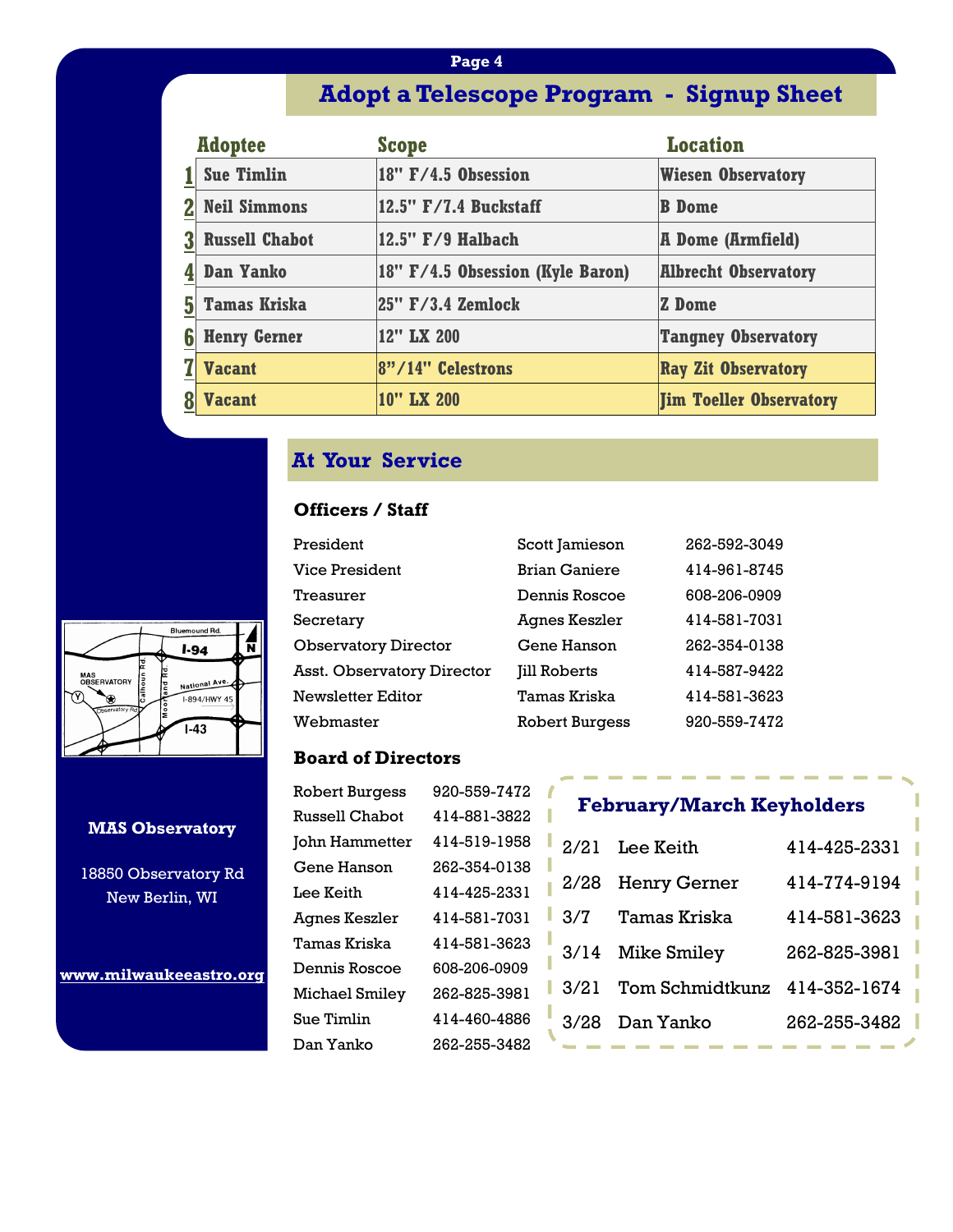## Adopt a Telescope Program - Signup Sheet

| | Adoptee | Scope | Location |
|---|---|---|---|
| 1 | Sue Timlin | 18" F/4.5 Obsession | Wiesen Observatory |
| 2 | Neil Simmons | 12.5" F/7.4 Buckstaff | B Dome |
| 3 | Russell Chabot | 12.5" F/9 Halbach | A Dome (Armfield) |
| 4 | Dan Yanko | 18" F/4.5 Obsession (Kyle Baron) | Albrecht Observatory |
| 5 | Tamas Kriska | 25" F/3.4 Zemlock | Z Dome |
| 6 | Henry Gerner | 12" LX 200 | Tangney Observatory |
| 7 | Vacant | 8"/14" Celestrons | Ray Zit Observatory |
| 8 | Vacant | 10" LX 200 | Jim Toeller Observatory |

## At Your Service

### Officers / Staff

| | | |
|---|---|---|
| President | Scott Jamieson | 262-592-3049 |
| Vice President | Brian Ganiere | 414-961-8745 |
| Treasurer | Dennis Roscoe | 608-206-0909 |
| Secretary | Agnes Keszler | 414-581-7031 |
| Observatory Director | Gene Hanson | 262-354-0138 |
| Asst. Observatory Director | Jill Roberts | 414-587-9422 |
| Newsletter Editor | Tamas Kriska | 414-581-3623 |
| Webmaster | Robert Burgess | 920-559-7472 |

### Board of Directors

| | |
|---|---|
| Robert Burgess | 920-559-7472 |
| Russell Chabot | 414-881-3822 |
| John Hammetter | 414-519-1958 |
| Gene Hanson | 262-354-0138 |
| Lee Keith | 414-425-2331 |
| Agnes Keszler | 414-581-7031 |
| Tamas Kriska | 414-581-3623 |
| Dennis Roscoe | 608-206-0909 |
| Michael Smiley | 262-825-3981 |
| Sue Timlin | 414-460-4886 |
| Dan Yanko | 262-255-3482 |

### February/March Keyholders

| | | |
|---|---|---|
| 2/21 | Lee Keith | 414-425-2331 |
| 2/28 | Henry Gerner | 414-774-9194 |
| 3/7 | Tamas Kriska | 414-581-3623 |
| 3/14 | Mike Smiley | 262-825-3981 |
| 3/21 | Tom Schmidtkunz | 414-352-1674 |
| 3/28 | Dan Yanko | 262-255-3482 |

Bluemound Rd.
I-94
N
MAS OBSERVATORY
Calhoun Rd.
Moorland Rd.
National Ave.
I-894/HWY 45
Observatory Rd
Y
I-43

**MAS Observatory**

18850 Observatory Rd
New Berlin, WI

**www.milwaukeeastro.org**